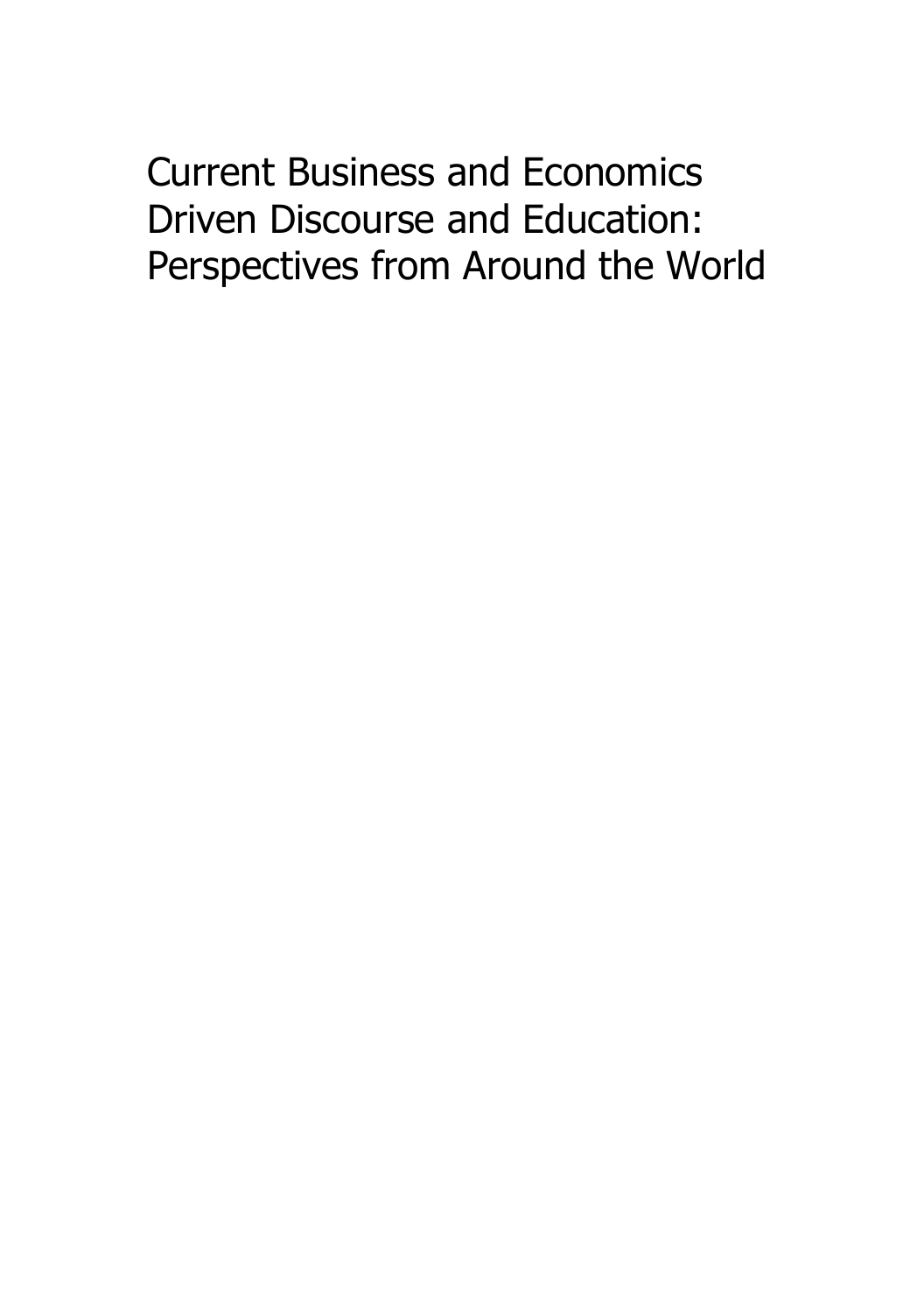# Current Business and Economics Driven Discourse and Education: Perspectives from Around the World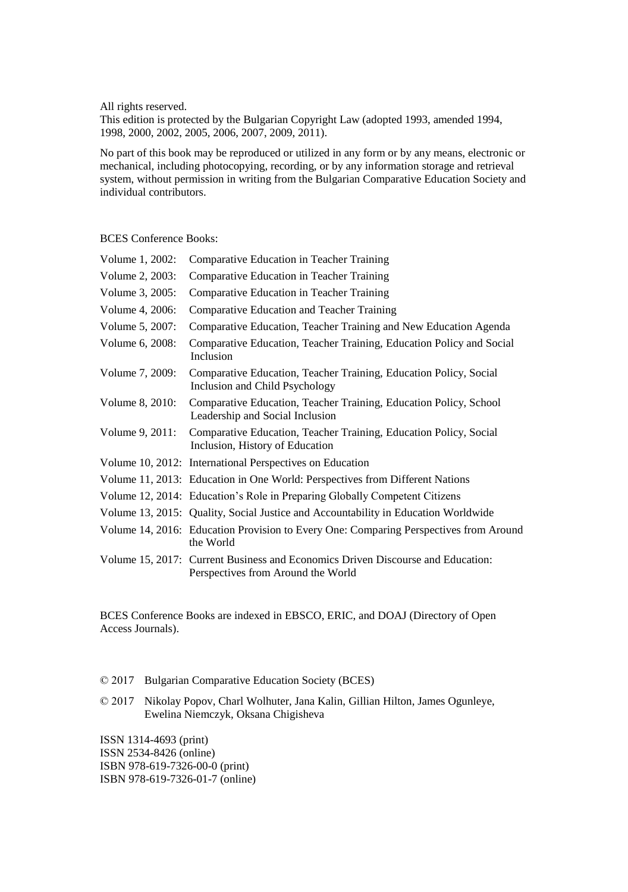All rights reserved.  
This edition is protected by the Bulgarian Copyright Law (adopted 1993, amended 1994, 1998, 2000, 2002, 2005, 2006, 2007, 2009, 2011).

No part of this book may be reproduced or utilized in any form or by any means, electronic or mechanical, including photocopying, recording, or by any information storage and retrieval system, without permission in writing from the Bulgarian Comparative Education Society and individual contributors.

BCES Conference Books:

Volume 1, 2002: Comparative Education in Teacher Training  
Volume 2, 2003: Comparative Education in Teacher Training  
Volume 3, 2005: Comparative Education in Teacher Training  
Volume 4, 2006: Comparative Education and Teacher Training  
Volume 5, 2007: Comparative Education, Teacher Training and New Education Agenda  
Volume 6, 2008: Comparative Education, Teacher Training, Education Policy and Social Inclusion  
Volume 7, 2009: Comparative Education, Teacher Training, Education Policy, Social Inclusion and Child Psychology  
Volume 8, 2010: Comparative Education, Teacher Training, Education Policy, School Leadership and Social Inclusion  
Volume 9, 2011: Comparative Education, Teacher Training, Education Policy, Social Inclusion, History of Education  
Volume 10, 2012: International Perspectives on Education  
Volume 11, 2013: Education in One World: Perspectives from Different Nations  
Volume 12, 2014: Education's Role in Preparing Globally Competent Citizens  
Volume 13, 2015: Quality, Social Justice and Accountability in Education Worldwide  
Volume 14, 2016: Education Provision to Every One: Comparing Perspectives from Around the World  
Volume 15, 2017: Current Business and Economics Driven Discourse and Education: Perspectives from Around the World

BCES Conference Books are indexed in EBSCO, ERIC, and DOAJ (Directory of Open Access Journals).

© 2017 Bulgarian Comparative Education Society (BCES)

© 2017 Nikolay Popov, Charl Wolhuter, Jana Kalin, Gillian Hilton, James Ogunleye, Ewelina Niemczyk, Oksana Chigisheva

ISSN 1314-4693 (print)  
ISSN 2534-8426 (online)  
ISBN 978-619-7326-00-0 (print)  
ISBN 978-619-7326-01-7 (online)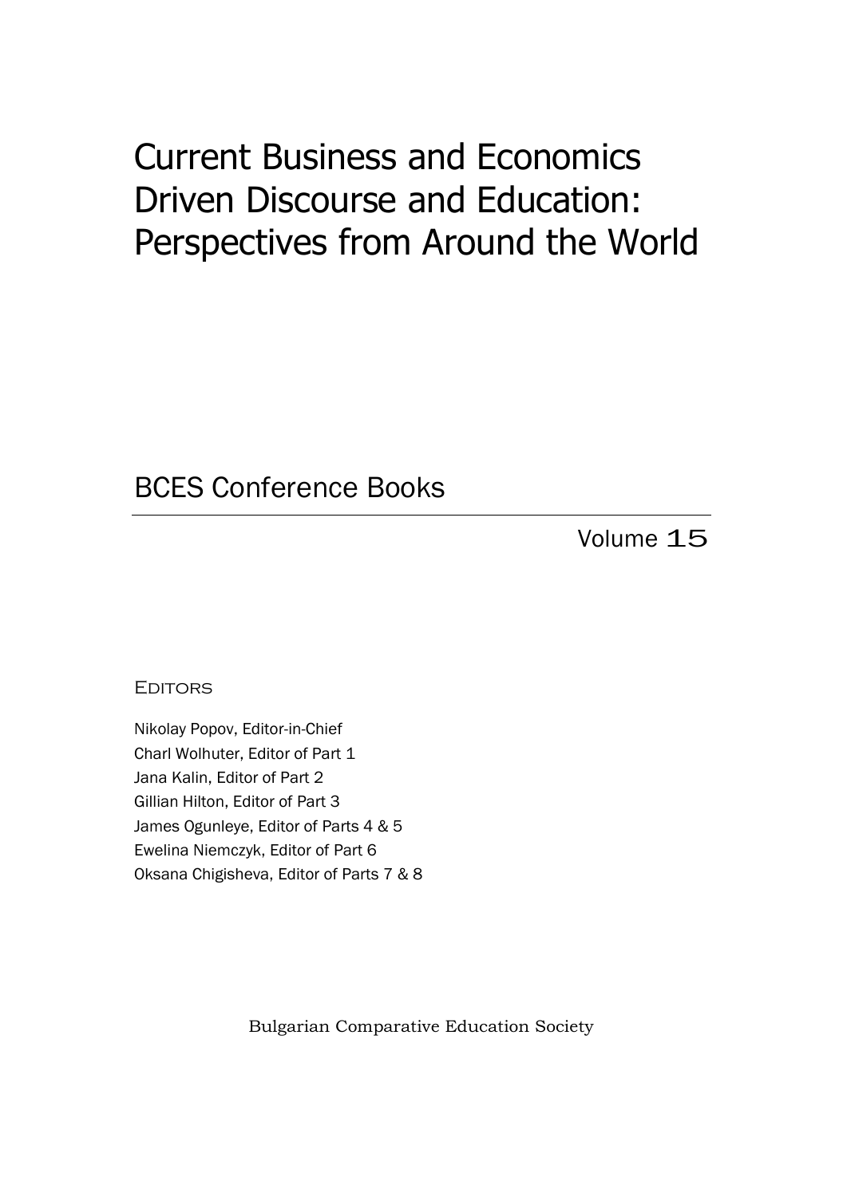# Current Business and Economics Driven Discourse and Education: Perspectives from Around the World

## BCES Conference Books

Volume 15

EDITORS

Nikolay Popov, Editor-in-Chief
Charl Wolhuter, Editor of Part 1
Jana Kalin, Editor of Part 2
Gillian Hilton, Editor of Part 3
James Ogunleye, Editor of Parts 4 & 5
Ewelina Niemczyk, Editor of Part 6
Oksana Chigisheva, Editor of Parts 7 & 8

Bulgarian Comparative Education Society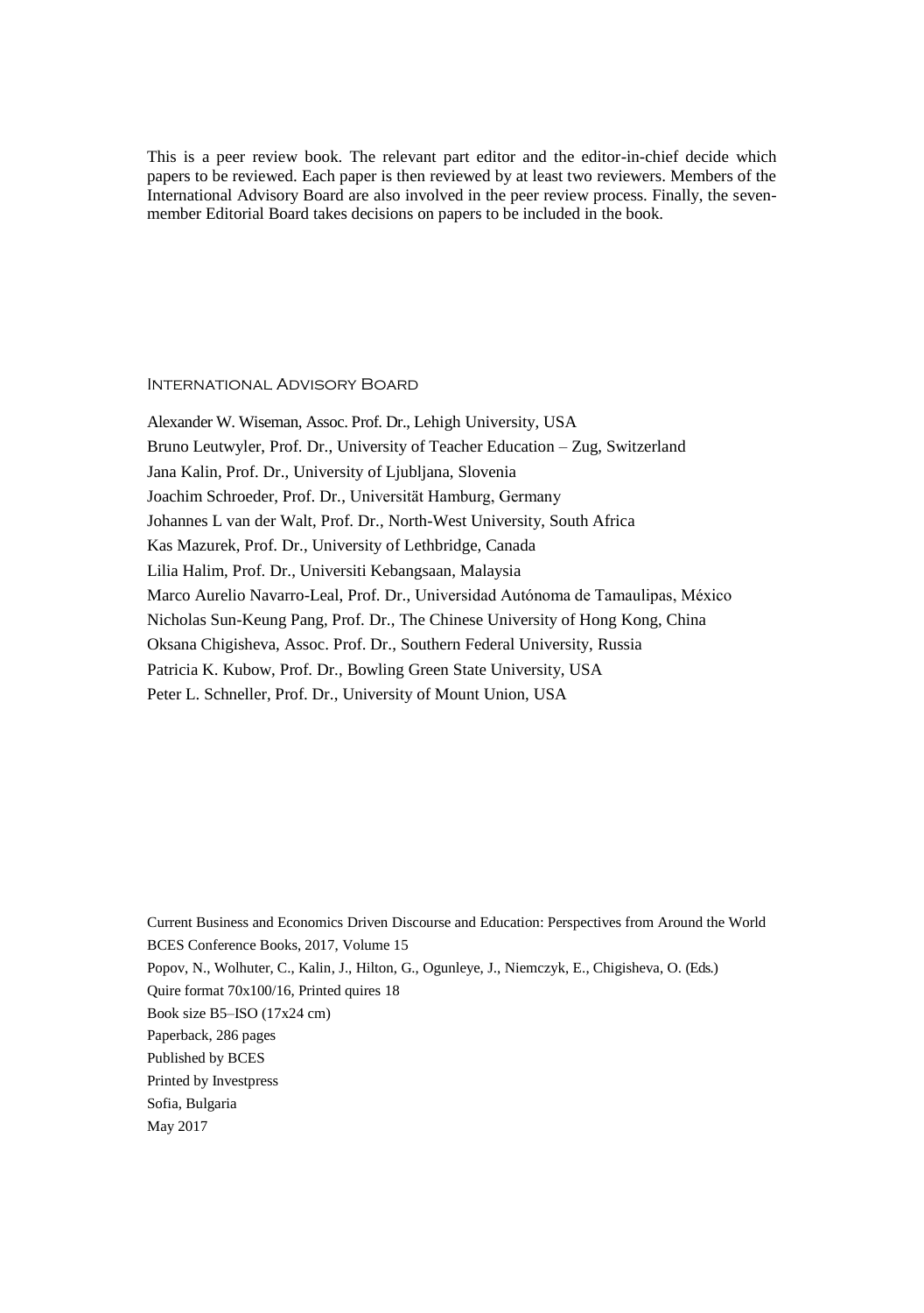This is a peer review book. The relevant part editor and the editor-in-chief decide which papers to be reviewed. Each paper is then reviewed by at least two reviewers. Members of the International Advisory Board are also involved in the peer review process. Finally, the seven-member Editorial Board takes decisions on papers to be included in the book.

## International Advisory Board

Alexander W. Wiseman, Assoc. Prof. Dr., Lehigh University, USA  
Bruno Leutwyler, Prof. Dr., University of Teacher Education – Zug, Switzerland  
Jana Kalin, Prof. Dr., University of Ljubljana, Slovenia  
Joachim Schroeder, Prof. Dr., Universität Hamburg, Germany  
Johannes L van der Walt, Prof. Dr., North-West University, South Africa  
Kas Mazurek, Prof. Dr., University of Lethbridge, Canada  
Lilia Halim, Prof. Dr., Universiti Kebangsaan, Malaysia  
Marco Aurelio Navarro-Leal, Prof. Dr., Universidad Autónoma de Tamaulipas, México  
Nicholas Sun-Keung Pang, Prof. Dr., The Chinese University of Hong Kong, China  
Oksana Chigisheva, Assoc. Prof. Dr., Southern Federal University, Russia  
Patricia K. Kubow, Prof. Dr., Bowling Green State University, USA  
Peter L. Schneller, Prof. Dr., University of Mount Union, USA

Current Business and Economics Driven Discourse and Education: Perspectives from Around the World  
BCES Conference Books, 2017, Volume 15  
Popov, N., Wolhuter, C., Kalin, J., Hilton, G., Ogunleye, J., Niemczyk, E., Chigisheva, O. (Eds.)  
Quire format 70x100/16, Printed quires 18  
Book size B5–ISO (17x24 cm)  
Paperback, 286 pages  
Published by BCES  
Printed by Investpress  
Sofia, Bulgaria  
May 2017